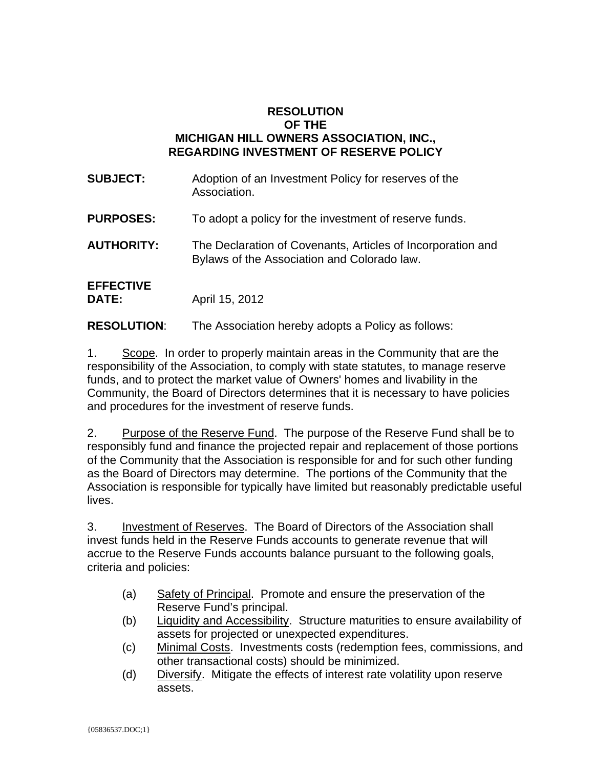# RESOLUTION OF THE MICHIGAN HILL OWNERS ASSOCIATION, INC., REGARDING INVESTMENT OF RESERVE POLICY

**SUBJECT:** Adoption of an Investment Policy for reserves of the Association.

**PURPOSES:** To adopt a policy for the investment of reserve funds.

**AUTHORITY:** The Declaration of Covenants, Articles of Incorporation and Bylaws of the Association and Colorado law.

**EFFECTIVE DATE:** April 15, 2012

**RESOLUTION**: The Association hereby adopts a Policy as follows:

1. Scope. In order to properly maintain areas in the Community that are the responsibility of the Association, to comply with state statutes, to manage reserve funds, and to protect the market value of Owners' homes and livability in the Community, the Board of Directors determines that it is necessary to have policies and procedures for the investment of reserve funds.

2. Purpose of the Reserve Fund. The purpose of the Reserve Fund shall be to responsibly fund and finance the projected repair and replacement of those portions of the Community that the Association is responsible for and for such other funding as the Board of Directors may determine. The portions of the Community that the Association is responsible for typically have limited but reasonably predictable useful lives.

3. Investment of Reserves. The Board of Directors of the Association shall invest funds held in the Reserve Funds accounts to generate revenue that will accrue to the Reserve Funds accounts balance pursuant to the following goals, criteria and policies:

   (a) Safety of Principal. Promote and ensure the preservation of the Reserve Fund's principal.
   (b) Liquidity and Accessibility. Structure maturities to ensure availability of assets for projected or unexpected expenditures.
   (c) Minimal Costs. Investments costs (redemption fees, commissions, and other transactional costs) should be minimized.
   (d) Diversify. Mitigate the effects of interest rate volatility upon reserve assets.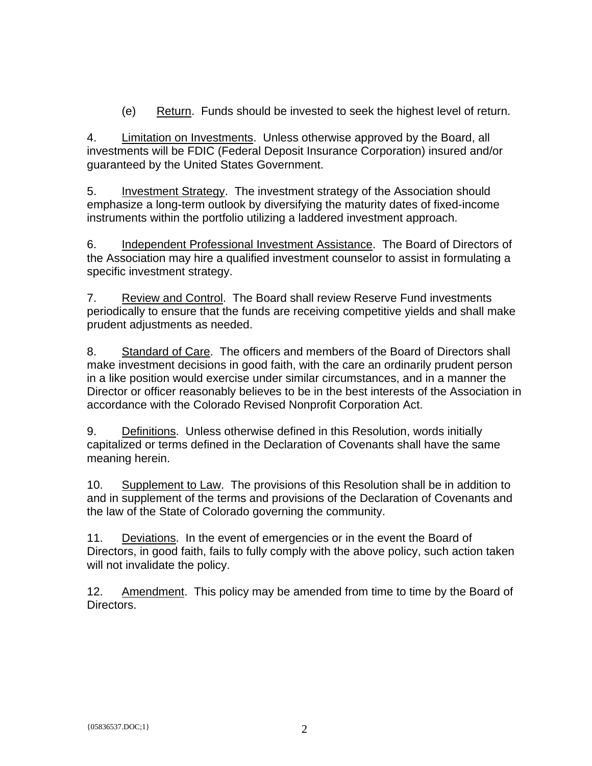(e) Return. Funds should be invested to seek the highest level of return.

4. Limitation on Investments. Unless otherwise approved by the Board, all investments will be FDIC (Federal Deposit Insurance Corporation) insured and/or guaranteed by the United States Government.

5. Investment Strategy. The investment strategy of the Association should emphasize a long-term outlook by diversifying the maturity dates of fixed-income instruments within the portfolio utilizing a laddered investment approach.

6. Independent Professional Investment Assistance. The Board of Directors of the Association may hire a qualified investment counselor to assist in formulating a specific investment strategy.

7. Review and Control. The Board shall review Reserve Fund investments periodically to ensure that the funds are receiving competitive yields and shall make prudent adjustments as needed.

8. Standard of Care. The officers and members of the Board of Directors shall make investment decisions in good faith, with the care an ordinarily prudent person in a like position would exercise under similar circumstances, and in a manner the Director or officer reasonably believes to be in the best interests of the Association in accordance with the Colorado Revised Nonprofit Corporation Act.

9. Definitions. Unless otherwise defined in this Resolution, words initially capitalized or terms defined in the Declaration of Covenants shall have the same meaning herein.

10. Supplement to Law. The provisions of this Resolution shall be in addition to and in supplement of the terms and provisions of the Declaration of Covenants and the law of the State of Colorado governing the community.

11. Deviations. In the event of emergencies or in the event the Board of Directors, in good faith, fails to fully comply with the above policy, such action taken will not invalidate the policy.

12. Amendment. This policy may be amended from time to time by the Board of Directors.

{05836537.DOC;1}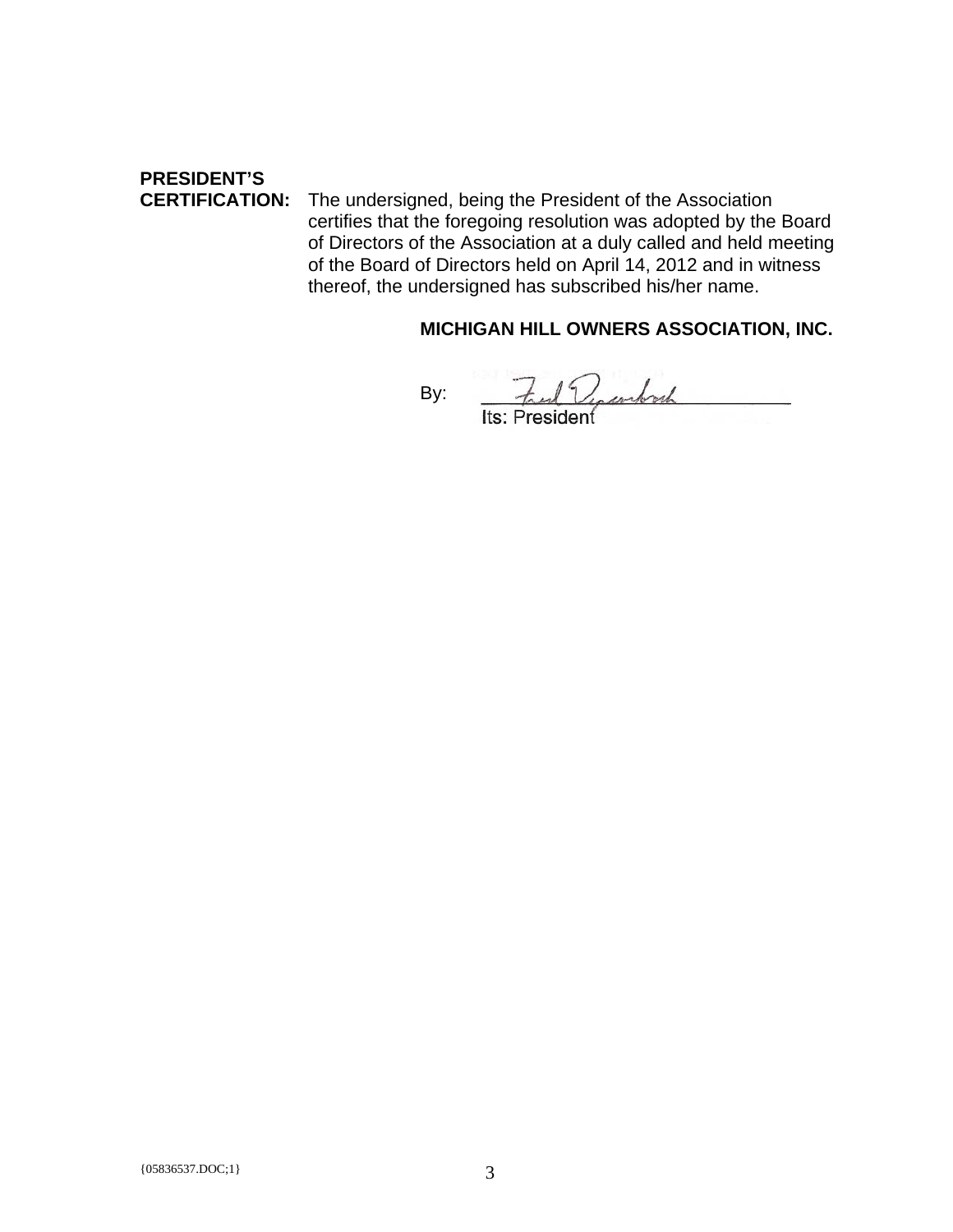**PRESIDENT'S CERTIFICATION:** The undersigned, being the President of the Association certifies that the foregoing resolution was adopted by the Board of Directors of the Association at a duly called and held meeting of the Board of Directors held on April 14, 2012 and in witness thereof, the undersigned has subscribed his/her name.

**MICHIGAN HILL OWNERS ASSOCIATION, INC.**

By: Fred Vipenbush
Its: President

{05836537.DOC;1}